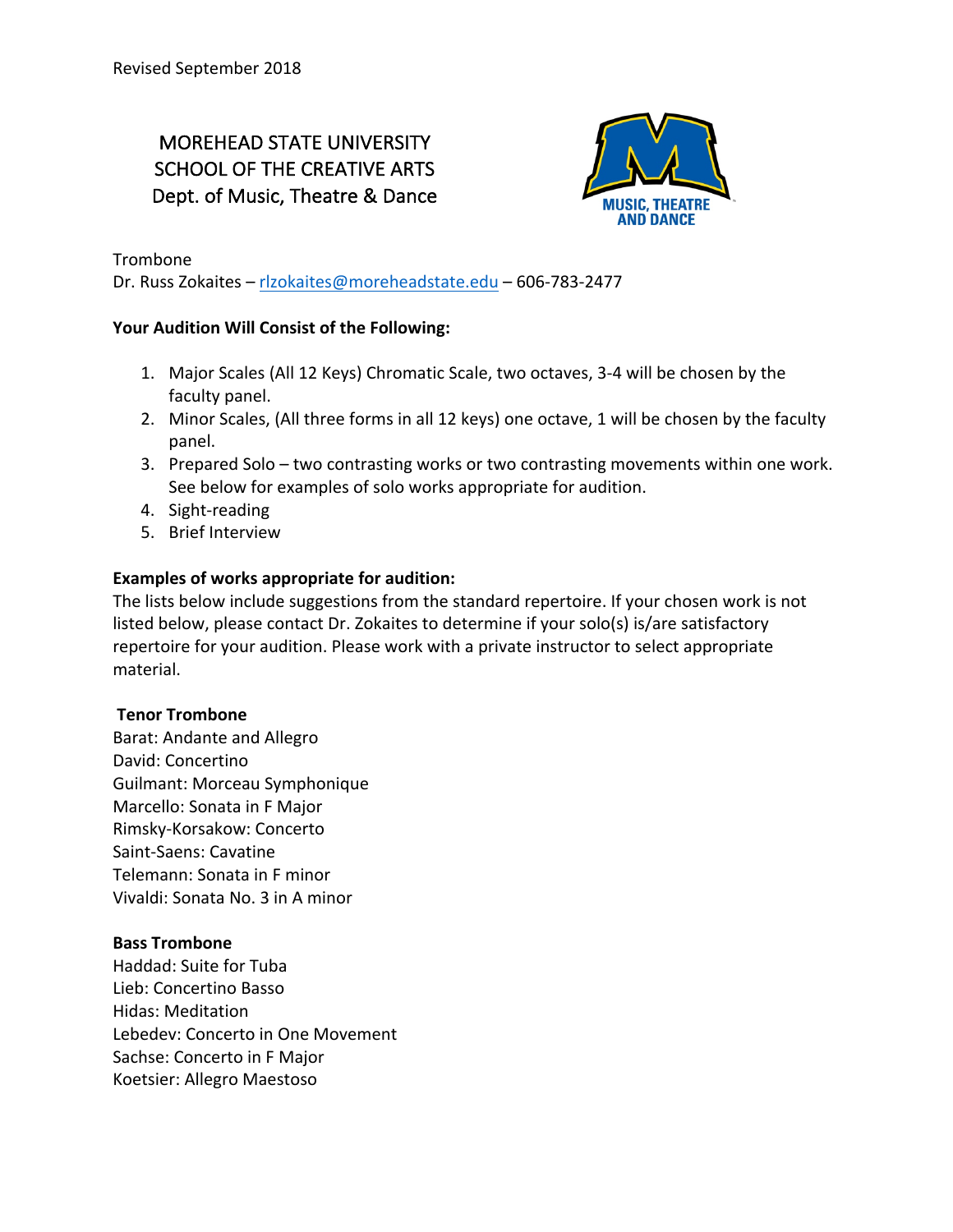Revised September 2018

# MOREHEAD STATE UNIVERSITY
# SCHOOL OF THE CREATIVE ARTS
## Dept. of Music, Theatre & Dance

MUSIC, THEATRE AND DANCE

Trombone
Dr. Russ Zokaites – rlzokaites@moreheadstate.edu – 606-783-2477

**Your Audition Will Consist of the Following:**

1. Major Scales (All 12 Keys) Chromatic Scale, two octaves, 3-4 will be chosen by the faculty panel.
2. Minor Scales, (All three forms in all 12 keys) one octave, 1 will be chosen by the faculty panel.
3. Prepared Solo – two contrasting works or two contrasting movements within one work. See below for examples of solo works appropriate for audition.
4. Sight-reading
5. Brief Interview

**Examples of works appropriate for audition:**
The lists below include suggestions from the standard repertoire. If your chosen work is not listed below, please contact Dr. Zokaites to determine if your solo(s) is/are satisfactory repertoire for your audition. Please work with a private instructor to select appropriate material.

**Tenor Trombone**
Barat: Andante and Allegro
David: Concertino
Guilmant: Morceau Symphonique
Marcello: Sonata in F Major
Rimsky-Korsakow: Concerto
Saint-Saens: Cavatine
Telemann: Sonata in F minor
Vivaldi: Sonata No. 3 in A minor

**Bass Trombone**
Haddad: Suite for Tuba
Lieb: Concertino Basso
Hidas: Meditation
Lebedev: Concerto in One Movement
Sachse: Concerto in F Major
Koetsier: Allegro Maestoso